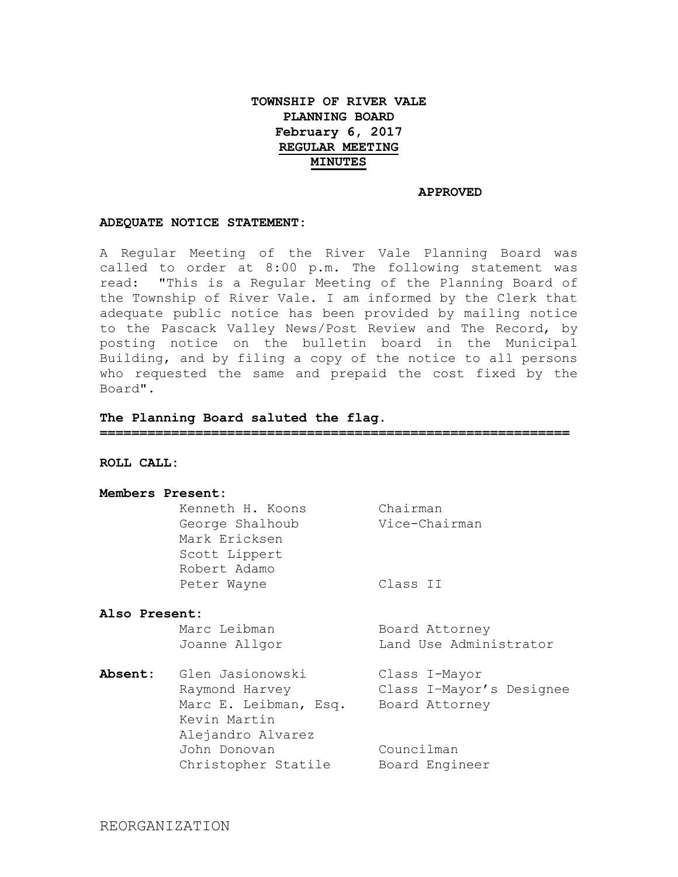**TOWNSHIP OF RIVER VALE**
**PLANNING BOARD**
**February 6, 2017**
**REGULAR MEETING**
**MINUTES**

**APPROVED**

**ADEQUATE NOTICE STATEMENT:**

A Regular Meeting of the River Vale Planning Board was called to order at 8:00 p.m. The following statement was read: "This is a Regular Meeting of the Planning Board of the Township of River Vale. I am informed by the Clerk that adequate public notice has been provided by mailing notice to the Pascack Valley News/Post Review and The Record, by posting notice on the bulletin board in the Municipal Building, and by filing a copy of the notice to all persons who requested the same and prepaid the cost fixed by the Board".

**The Planning Board saluted the flag.**

---

**ROLL CALL:**

**Members Present:**

| | |
|---|---|
| Kenneth H. Koons | Chairman |
| George Shalhoub | Vice-Chairman |
| Mark Ericksen | |
| Scott Lippert | |
| Robert Adamo | |
| Peter Wayne | Class II |

**Also Present:**

| | |
|---|---|
| Marc Leibman | Board Attorney |
| Joanne Allgor | Land Use Administrator |

**Absent:**

| | |
|---|---|
| Glen Jasionowski | Class I-Mayor |
| Raymond Harvey | Class I–Mayor's Designee |
| Marc E. Leibman, Esq. | Board Attorney |
| Kevin Martin | |
| Alejandro Alvarez | |
| John Donovan | Councilman |
| Christopher Statile | Board Engineer |

REORGANIZATION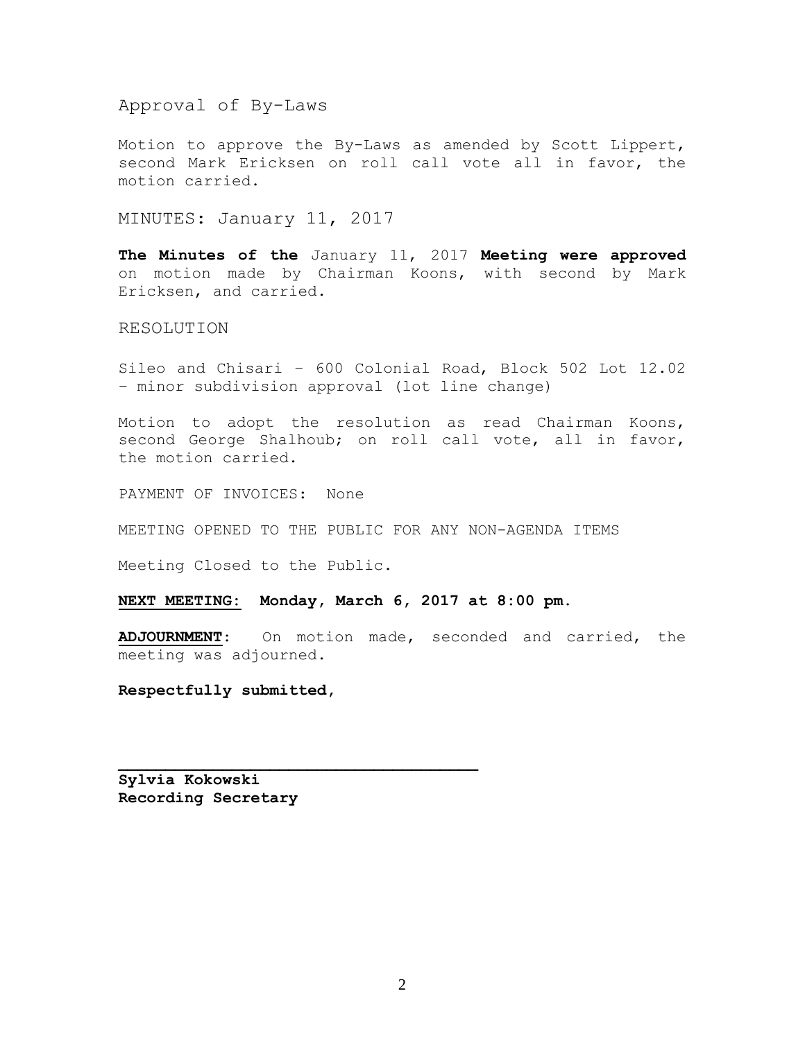Approval of By-Laws

Motion to approve the By-Laws as amended by Scott Lippert, second Mark Ericksen on roll call vote all in favor, the motion carried.

MINUTES: January 11, 2017

**The Minutes of the** January 11, 2017 **Meeting were approved** on motion made by Chairman Koons, with second by Mark Ericksen, and carried.

RESOLUTION

Sileo and Chisari – 600 Colonial Road, Block 502 Lot 12.02 – minor subdivision approval (lot line change)

Motion to adopt the resolution as read Chairman Koons, second George Shalhoub; on roll call vote, all in favor, the motion carried.

PAYMENT OF INVOICES: None

MEETING OPENED TO THE PUBLIC FOR ANY NON-AGENDA ITEMS

Meeting Closed to the Public.

**NEXT MEETING: Monday, March 6, 2017 at 8:00 pm.**

**ADJOURNMENT:** On motion made, seconded and carried, the meeting was adjourned.

**Respectfully submitted,**

_____________________________________

**Sylvia Kokowski**
**Recording Secretary**